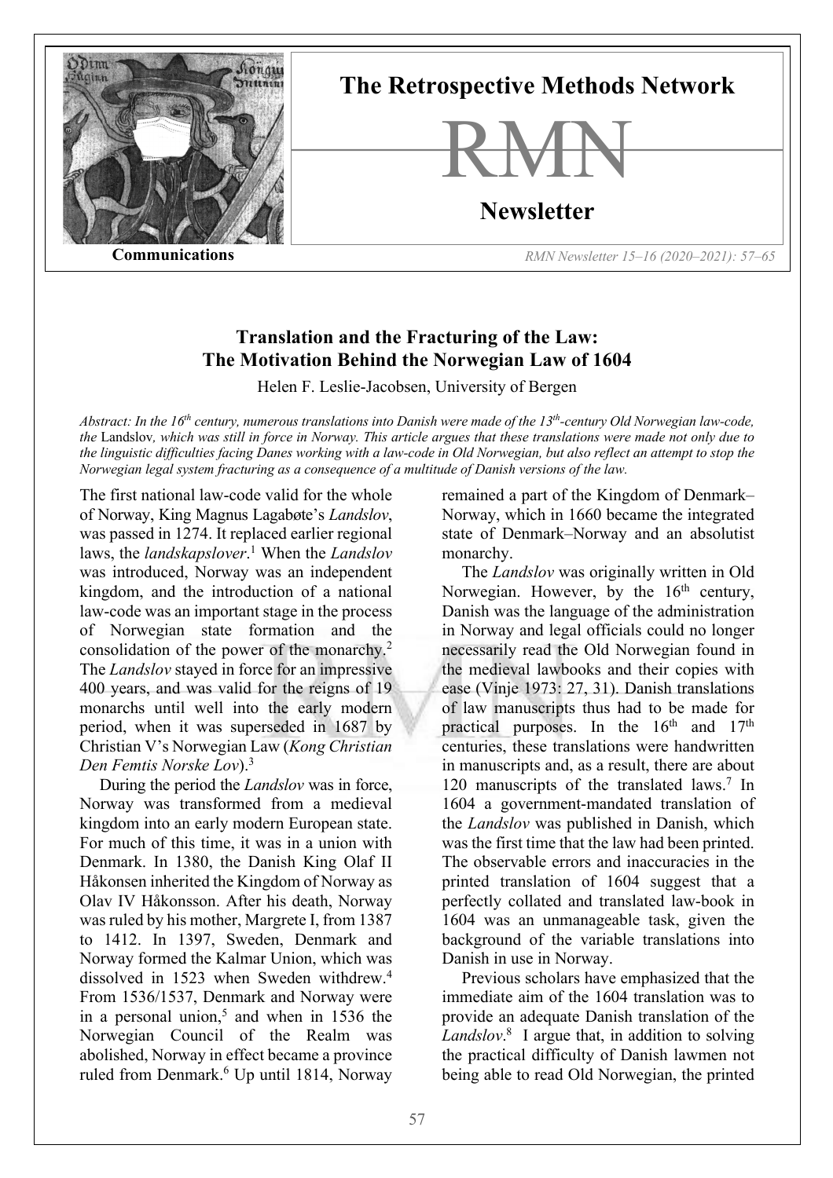# Translation and the Fracturing of the Law: The Motivation Behind the Norwegian Law of 1604

Helen F. Leslie-Jacobsen, University of Bergen

*Abstract: In the 16th century, numerous translations into Danish were made of the 13th-century Old Norwegian law-code, the* Landslov*, which was still in force in Norway. This article argues that these translations were made not only due to the linguistic difficulties facing Danes working with a law-code in Old Norwegian, but also reflect an attempt to stop the Norwegian legal system fracturing as a consequence of a multitude of Danish versions of the law.*

The first national law-code valid for the whole of Norway, King Magnus Lagabøte's *Landslov*, was passed in 1274. It replaced earlier regional laws, the *landskapslover*.[1] When the *Landslov* was introduced, Norway was an independent kingdom, and the introduction of a national law-code was an important stage in the process of Norwegian state formation and the consolidation of the power of the monarchy.[2] The *Landslov* stayed in force for an impressive 400 years, and was valid for the reigns of 19 monarchs until well into the early modern period, when it was superseded in 1687 by Christian V's Norwegian Law (*Kong Christian Den Femtis Norske Lov*).[3]

During the period the *Landslov* was in force, Norway was transformed from a medieval kingdom into an early modern European state. For much of this time, it was in a union with Denmark. In 1380, the Danish King Olaf II Håkonsen inherited the Kingdom of Norway as Olav IV Håkonsson. After his death, Norway was ruled by his mother, Margrete I, from 1387 to 1412. In 1397, Sweden, Denmark and Norway formed the Kalmar Union, which was dissolved in 1523 when Sweden withdrew.[4] From 1536/1537, Denmark and Norway were in a personal union,[5] and when in 1536 the Norwegian Council of the Realm was abolished, Norway in effect became a province ruled from Denmark.[6] Up until 1814, Norway remained a part of the Kingdom of Denmark–Norway, which in 1660 became the integrated state of Denmark–Norway and an absolutist monarchy.

The *Landslov* was originally written in Old Norwegian. However, by the 16th century, Danish was the language of the administration in Norway and legal officials could no longer necessarily read the Old Norwegian found in the medieval lawbooks and their copies with ease (Vinje 1973: 27, 31). Danish translations of law manuscripts thus had to be made for practical purposes. In the 16th and 17th centuries, these translations were handwritten in manuscripts and, as a result, there are about 120 manuscripts of the translated laws.[7] In 1604 a government-mandated translation of the *Landslov* was published in Danish, which was the first time that the law had been printed. The observable errors and inaccuracies in the printed translation of 1604 suggest that a perfectly collated and translated law-book in 1604 was an unmanageable task, given the background of the variable translations into Danish in use in Norway.

Previous scholars have emphasized that the immediate aim of the 1604 translation was to provide an adequate Danish translation of the *Landslov*.[8] I argue that, in addition to solving the practical difficulty of Danish lawmen not being able to read Old Norwegian, the printed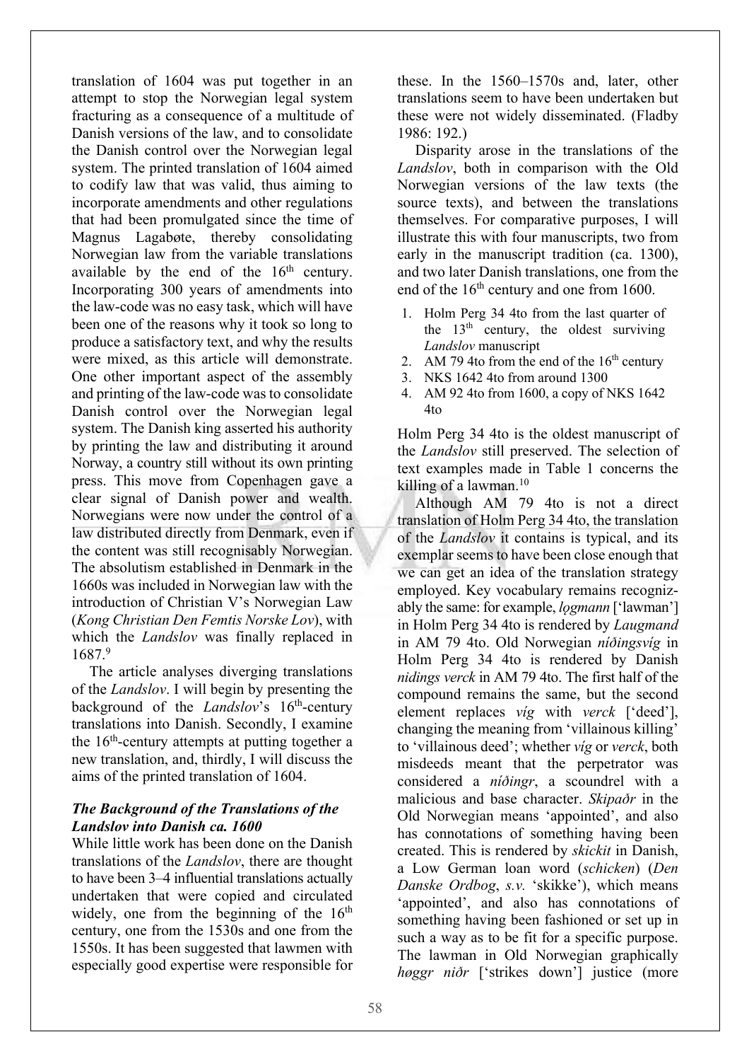translation of 1604 was put together in an attempt to stop the Norwegian legal system fracturing as a consequence of a multitude of Danish versions of the law, and to consolidate the Danish control over the Norwegian legal system. The printed translation of 1604 aimed to codify law that was valid, thus aiming to incorporate amendments and other regulations that had been promulgated since the time of Magnus Lagabøte, thereby consolidating Norwegian law from the variable translations available by the end of the 16th century. Incorporating 300 years of amendments into the law-code was no easy task, which will have been one of the reasons why it took so long to produce a satisfactory text, and why the results were mixed, as this article will demonstrate. One other important aspect of the assembly and printing of the law-code was to consolidate Danish control over the Norwegian legal system. The Danish king asserted his authority by printing the law and distributing it around Norway, a country still without its own printing press. This move from Copenhagen gave a clear signal of Danish power and wealth. Norwegians were now under the control of a law distributed directly from Denmark, even if the content was still recognisably Norwegian. The absolutism established in Denmark in the 1660s was included in Norwegian law with the introduction of Christian V's Norwegian Law (*Kong Christian Den Femtis Norske Lov*), with which the *Landslov* was finally replaced in 1687.[9]

The article analyses diverging translations of the *Landslov*. I will begin by presenting the background of the *Landslov*'s 16th-century translations into Danish. Secondly, I examine the 16th-century attempts at putting together a new translation, and, thirdly, I will discuss the aims of the printed translation of 1604.

### *The Background of the Translations of the Landslov into Danish ca. 1600*

While little work has been done on the Danish translations of the *Landslov*, there are thought to have been 3–4 influential translations actually undertaken that were copied and circulated widely, one from the beginning of the 16th century, one from the 1530s and one from the 1550s. It has been suggested that lawmen with especially good expertise were responsible for these. In the 1560–1570s and, later, other translations seem to have been undertaken but these were not widely disseminated. (Fladby 1986: 192.)

Disparity arose in the translations of the *Landslov*, both in comparison with the Old Norwegian versions of the law texts (the source texts), and between the translations themselves. For comparative purposes, I will illustrate this with four manuscripts, two from early in the manuscript tradition (ca. 1300), and two later Danish translations, one from the end of the 16th century and one from 1600.

1. Holm Perg 34 4to from the last quarter of the 13th century, the oldest surviving *Landslov* manuscript
2. AM 79 4to from the end of the 16th century
3. NKS 1642 4to from around 1300
4. AM 92 4to from 1600, a copy of NKS 1642 4to

Holm Perg 34 4to is the oldest manuscript of the *Landslov* still preserved. The selection of text examples made in Table 1 concerns the killing of a lawman.[10]

Although AM 79 4to is not a direct translation of Holm Perg 34 4to, the translation of the *Landslov* it contains is typical, and its exemplar seems to have been close enough that we can get an idea of the translation strategy employed. Key vocabulary remains recognizably the same: for example, *lǫgmann* ['lawman'] in Holm Perg 34 4to is rendered by *Laugmand* in AM 79 4to. Old Norwegian *níðingsvíg* in Holm Perg 34 4to is rendered by Danish *nidings verck* in AM 79 4to. The first half of the compound remains the same, but the second element replaces *víg* with *verck* ['deed'], changing the meaning from 'villainous killing' to 'villainous deed'; whether *víg* or *verck*, both misdeeds meant that the perpetrator was considered a *níðingr*, a scoundrel with a malicious and base character. *Skipaðr* in the Old Norwegian means 'appointed', and also has connotations of something having been created. This is rendered by *skickit* in Danish, a Low German loan word (*schicken*) (*Den Danske Ordbog*, *s.v.* 'skikke'), which means 'appointed', and also has connotations of something having been fashioned or set up in such a way as to be fit for a specific purpose. The lawman in Old Norwegian graphically *høggr niðr* ['strikes down'] justice (more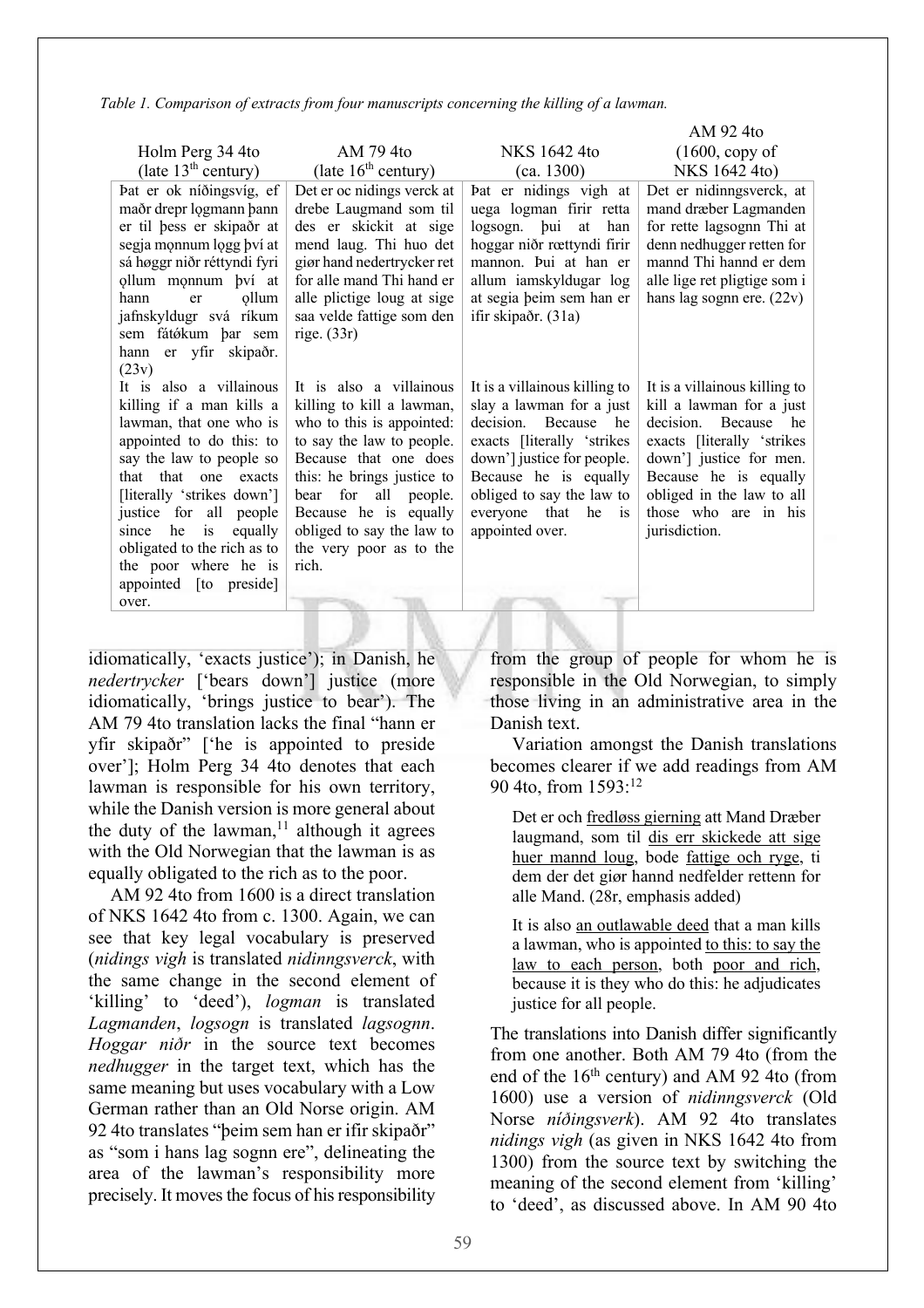*Table 1. Comparison of extracts from four manuscripts concerning the killing of a lawman.*

| Holm Perg 34 4to (late 13th century) | AM 79 4to (late 16th century) | NKS 1642 4to (ca. 1300) | AM 92 4to (1600, copy of NKS 1642 4to) |
|---|---|---|---|
| Þat er ok níðingsvíg, ef maðr drepr lǫgmann þann er til þess er skipaðr at segja mǫnnum lǫgg því at sá høggr niðr réttyndi fyri ǫllum mǫnnum því at hann er ǫllum jafnskyldugr svá ríkum sem fátǿkum þar sem hann er yfir skipaðr. (23v) | Det er oc nidings verck at drebe Laugmand som til des er skickit at sige mend laug. Thi huo det giør hand nedertrycker ret for alle mand Thi hand er alle plictige loug at sige saa velde fattige som den rige. (33r) | Þat er nidings vigh at uega logman firir retta logsogn. þui at han hoggar niðr rættyndi firir mannon. Þui at han er allum iamskyldugar log at segia þeim sem han er ifir skipaðr. (31a) | Det er nidinngsverck, at mand dræber Lagmanden for rette lagsognn Thi at denn nedhugger retten for mannd Thi hannd er dem alle lige ret pligtige som i hans lag sognn ere. (22v) |
| It is also a villainous killing if a man kills a lawman, that one who is appointed to do this: to say the law to people so that that one exacts [literally 'strikes down'] justice for all people since he is equally obligated to the rich as to the poor where he is appointed [to preside] over. | It is also a villainous killing to kill a lawman, who to this is appointed: to say the law to people. Because that one does this: he brings justice to bear for all people. Because he is equally obliged to say the law to the very poor as to the rich. | It is a villainous killing to slay a lawman for a just decision. Because he exacts [literally 'strikes down'] justice for people. Because he is equally obliged to say the law to everyone that he is appointed over. | It is a villainous killing to kill a lawman for a just decision. Because he exacts [literally 'strikes down'] justice for men. Because he is equally obliged in the law to all those who are in his jurisdiction. |

idiomatically, 'exacts justice'); in Danish, he *nedertrycker* ['bears down'] justice (more idiomatically, 'brings justice to bear'). The AM 79 4to translation lacks the final "hann er yfir skipaðr" ['he is appointed to preside over']; Holm Perg 34 4to denotes that each lawman is responsible for his own territory, while the Danish version is more general about the duty of the lawman,[11] although it agrees with the Old Norwegian that the lawman is as equally obligated to the rich as to the poor.

AM 92 4to from 1600 is a direct translation of NKS 1642 4to from c. 1300. Again, we can see that key legal vocabulary is preserved (*nidings vigh* is translated *nidinngsverck*, with the same change in the second element of 'killing' to 'deed'), *logman* is translated *Lagmanden*, *logsogn* is translated *lagsognn*. *Hoggar niðr* in the source text becomes *nedhugger* in the target text, which has the same meaning but uses vocabulary with a Low German rather than an Old Norse origin. AM 92 4to translates "þeim sem han er ifir skipaðr" as "som i hans lag sognn ere", delineating the area of the lawman's responsibility more precisely. It moves the focus of his responsibility from the group of people for whom he is responsible in the Old Norwegian, to simply those living in an administrative area in the Danish text.

Variation amongst the Danish translations becomes clearer if we add readings from AM 90 4to, from 1593:[12]

> Det er och <u>fredløss gierning</u> att Mand Dræber laugmand, som til <u>dis err skickede att sige huer manndd loug</u>, bode <u>fattige och ryge</u>, ti dem der det giør hannd nedfelder rettenn for alle Mand. (28r, emphasis added)
>
> It is also <u>an outlawable deed</u> that a man kills a lawman, who is appointed <u>to this: to say the law to each person</u>, both <u>poor and rich</u>, because it is they who do this: he adjudicates justice for all people.

The translations into Danish differ significantly from one another. Both AM 79 4to (from the end of the 16th century) and AM 92 4to (from 1600) use a version of *nidinngsverck* (Old Norse *níðingsverk*). AM 92 4to translates *nidings vigh* (as given in NKS 1642 4to from 1300) from the source text by switching the meaning of the second element from 'killing' to 'deed', as discussed above. In AM 90 4to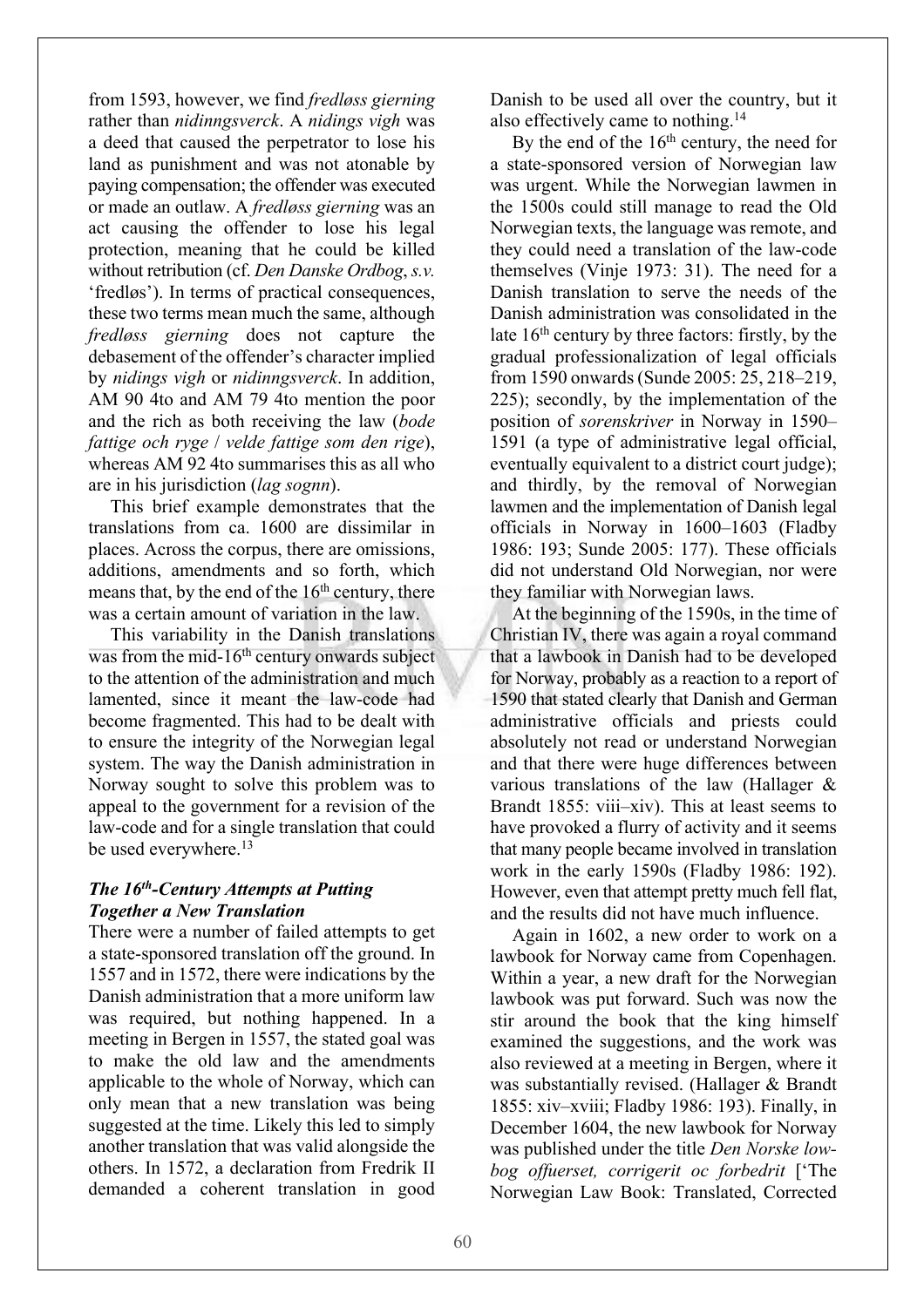from 1593, however, we find *fredløss gierning* rather than *nidinngsverck*. A *nidings vigh* was a deed that caused the perpetrator to lose his land as punishment and was not atonable by paying compensation; the offender was executed or made an outlaw. A *fredløss gierning* was an act causing the offender to lose his legal protection, meaning that he could be killed without retribution (cf. *Den Danske Ordbog*, *s.v.* 'fredløs'). In terms of practical consequences, these two terms mean much the same, although *fredløss gierning* does not capture the debasement of the offender's character implied by *nidings vigh* or *nidinngsverck*. In addition, AM 90 4to and AM 79 4to mention the poor and the rich as both receiving the law (*bode fattige och ryge* / *velde fattige som den rige*), whereas AM 92 4to summarises this as all who are in his jurisdiction (*lag sognn*).

This brief example demonstrates that the translations from ca. 1600 are dissimilar in places. Across the corpus, there are omissions, additions, amendments and so forth, which means that, by the end of the 16th century, there was a certain amount of variation in the law.

This variability in the Danish translations was from the mid-16th century onwards subject to the attention of the administration and much lamented, since it meant the law-code had become fragmented. This had to be dealt with to ensure the integrity of the Norwegian legal system. The way the Danish administration in Norway sought to solve this problem was to appeal to the government for a revision of the law-code and for a single translation that could be used everywhere.[13]

### *The 16th-Century Attempts at Putting Together a New Translation*

There were a number of failed attempts to get a state-sponsored translation off the ground. In 1557 and in 1572, there were indications by the Danish administration that a more uniform law was required, but nothing happened. In a meeting in Bergen in 1557, the stated goal was to make the old law and the amendments applicable to the whole of Norway, which can only mean that a new translation was being suggested at the time. Likely this led to simply another translation that was valid alongside the others. In 1572, a declaration from Fredrik II demanded a coherent translation in good Danish to be used all over the country, but it also effectively came to nothing.[14]

By the end of the 16th century, the need for a state-sponsored version of Norwegian law was urgent. While the Norwegian lawmen in the 1500s could still manage to read the Old Norwegian texts, the language was remote, and they could need a translation of the law-code themselves (Vinje 1973: 31). The need for a Danish translation to serve the needs of the Danish administration was consolidated in the late 16th century by three factors: firstly, by the gradual professionalization of legal officials from 1590 onwards (Sunde 2005: 25, 218–219, 225); secondly, by the implementation of the position of *sorenskriver* in Norway in 1590–1591 (a type of administrative legal official, eventually equivalent to a district court judge); and thirdly, by the removal of Norwegian lawmen and the implementation of Danish legal officials in Norway in 1600–1603 (Fladby 1986: 193; Sunde 2005: 177). These officials did not understand Old Norwegian, nor were they familiar with Norwegian laws.

At the beginning of the 1590s, in the time of Christian IV, there was again a royal command that a lawbook in Danish had to be developed for Norway, probably as a reaction to a report of 1590 that stated clearly that Danish and German administrative officials and priests could absolutely not read or understand Norwegian and that there were huge differences between various translations of the law (Hallager & Brandt 1855: viii–xiv). This at least seems to have provoked a flurry of activity and it seems that many people became involved in translation work in the early 1590s (Fladby 1986: 192). However, even that attempt pretty much fell flat, and the results did not have much influence.

Again in 1602, a new order to work on a lawbook for Norway came from Copenhagen. Within a year, a new draft for the Norwegian lawbook was put forward. Such was now the stir around the book that the king himself examined the suggestions, and the work was also reviewed at a meeting in Bergen, where it was substantially revised. (Hallager & Brandt 1855: xiv–xviii; Fladby 1986: 193). Finally, in December 1604, the new lawbook for Norway was published under the title *Den Norske low-bog offuerset, corrigerit oc forbedrit* ['The Norwegian Law Book: Translated, Corrected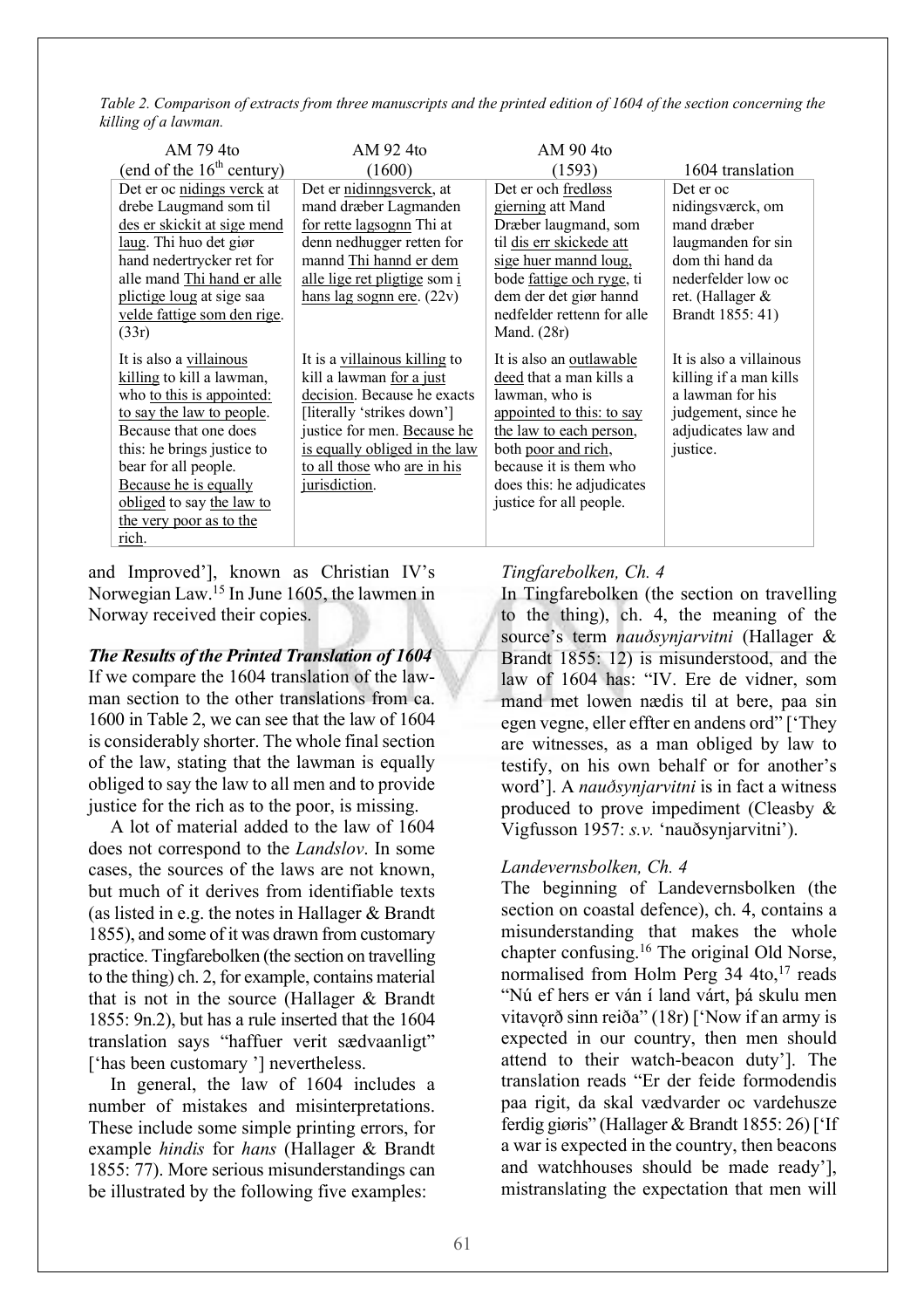*Table 2. Comparison of extracts from three manuscripts and the printed edition of 1604 of the section concerning the killing of a lawman.*

| AM 79 4to (end of the 16th century) | AM 92 4to (1600) | AM 90 4to (1593) | 1604 translation |
|---|---|---|---|
| Det er oc nidings verck at drebe Laugmand som til des er skickit at sige mend laug. Thi huo det giør hand nedertrycker ret for alle mand Thi hand er alle plictige loug at sige saa velde fattige som den rige. (33r) | Det er nidinngsverck, at mand dræber Lagmanden for rette lagsognn Thi at denn nedhugger retten for mannd Thi hannd er dem alle lige ret pligtige som i hans lag sognn ere. (22v) | Det er och fredløss gierning att Mand Dræber laugmand, som til dis err skickede att sige huer mannd loug, bode fattige och ryge, ti dem der det giør hannd nedfelder rettenn for alle Mand. (28r) | Det er oc nidingsværck, om mand dræber laugmanden for sin dom thi hand da nederfelder low oc ret. (Hallager & Brandt 1855: 41) |
| It is also a villainous killing to kill a lawman, who to this is appointed: to say the law to people. Because that one does this: he brings justice to bear for all people. Because he is equally obliged to say the law to the very poor as to the rich. | It is a villainous killing to kill a lawman for a just decision. Because he exacts [literally 'strikes down'] justice for men. Because he is equally obliged in the law to all those who are in his jurisdiction. | It is also an outlawable deed that a man kills a lawman, who is appointed to this: to say the law to each person, both poor and rich, because it is them who does this: he adjudicates justice for all people. | It is also a villainous killing if a man kills a lawman for his judgement, since he adjudicates law and justice. |

and Improved'], known as Christian IV's Norwegian Law.[15] In June 1605, the lawmen in Norway received their copies.

***The Results of the Printed Translation of 1604***

If we compare the 1604 translation of the lawman section to the other translations from ca. 1600 in Table 2, we can see that the law of 1604 is considerably shorter. The whole final section of the law, stating that the lawman is equally obliged to say the law to all men and to provide justice for the rich as to the poor, is missing.

A lot of material added to the law of 1604 does not correspond to the *Landslov*. In some cases, the sources of the laws are not known, but much of it derives from identifiable texts (as listed in e.g. the notes in Hallager & Brandt 1855), and some of it was drawn from customary practice. Tingfarebolken (the section on travelling to the thing) ch. 2, for example, contains material that is not in the source (Hallager & Brandt 1855: 9n.2), but has a rule inserted that the 1604 translation says "haffuer verit sædvaanligt" ['has been customary '] nevertheless.

In general, the law of 1604 includes a number of mistakes and misinterpretations. These include some simple printing errors, for example *hindis* for *hans* (Hallager & Brandt 1855: 77). More serious misunderstandings can be illustrated by the following five examples:

*Tingfarebolken, Ch. 4*

In Tingfarebolken (the section on travelling to the thing), ch. 4, the meaning of the source's term *nauðsynjarvitni* (Hallager & Brandt 1855: 12) is misunderstood, and the law of 1604 has: "IV. Ere de vidner, som mand met lowen nædis til at bere, paa sin egen vegne, eller effter en andens ord" ['They are witnesses, as a man obliged by law to testify, on his own behalf or for another's word']. A *nauðsynjarvitni* is in fact a witness produced to prove impediment (Cleasby & Vigfusson 1957: *s.v.* 'nauðsynjarvitni').

*Landevernsbolken, Ch. 4*

The beginning of Landevernsbolken (the section on coastal defence), ch. 4, contains a misunderstanding that makes the whole chapter confusing.[16] The original Old Norse, normalised from Holm Perg 34 4to,[17] reads "Nú ef hers er ván í land várt, þá skulu men vitavǫrð sinn reiða" (18r) ['Now if an army is expected in our country, then men should attend to their watch-beacon duty']. The translation reads "Er der feide formodendis paa rigit, da skal vædvarder oc vardehusze ferdig giøris" (Hallager & Brandt 1855: 26) ['If a war is expected in the country, then beacons and watchhouses should be made ready'], mistranslating the expectation that men will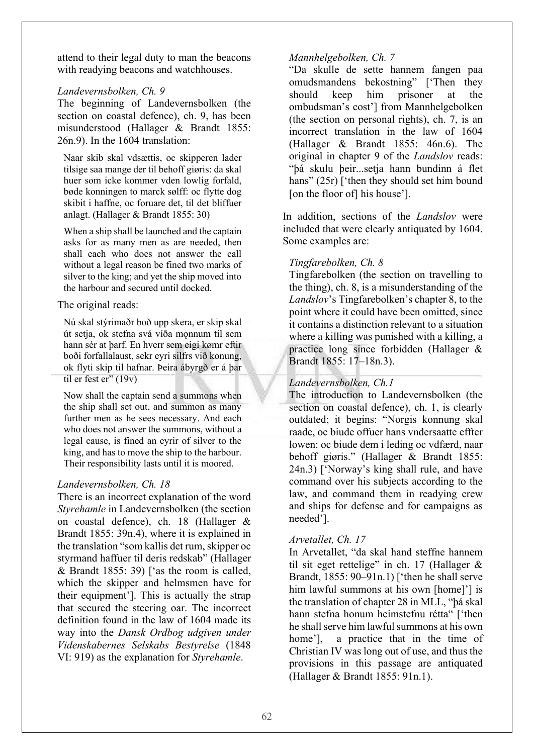attend to their legal duty to man the beacons with readying beacons and watchhouses.

*Landevernsbolken, Ch. 9*

The beginning of Landevernsbolken (the section on coastal defence), ch. 9, has been misunderstood (Hallager & Brandt 1855: 26n.9). In the 1604 translation:

> Naar skib skal vdsættis, oc skipperen lader tilsige saa mange der til behoff giøris: da skal huer som icke kommer vden lowlig forfald, bøde konningen to marck sølff: oc flytte dog skibit i haffne, oc foruare det, til det bliffuer anlagt. (Hallager & Brandt 1855: 30)

> When a ship shall be launched and the captain asks for as many men as are needed, then shall each who does not answer the call without a legal reason be fined two marks of silver to the king; and yet the ship moved into the harbour and secured until docked.

The original reads:

> Nú skal stýrimaðr boð upp skera, er skip skal út setja, ok stefna svá víða mǫnnum til sem hann sér at þarf. En hverr sem eigi kømr eftir boði forfallalaust, sekr eyri silfrs við konung, ok flyti skip til hafnar. Þeira ábyrgð er á þar til er fest er" (19v)

> Now shall the captain send a summons when the ship shall set out, and summon as many further men as he sees necessary. And each who does not answer the summons, without a legal cause, is fined an eyrir of silver to the king, and has to move the ship to the harbour. Their responsibility lasts until it is moored.

*Landevernsbolken, Ch. 18*

There is an incorrect explanation of the word *Styrehamle* in Landevernsbolken (the section on coastal defence), ch. 18 (Hallager & Brandt 1855: 39n.4), where it is explained in the translation "som kallis det rum, skipper oc styrmand haffuer til deris redskab" (Hallager & Brandt 1855: 39) ['as the room is called, which the skipper and helmsmen have for their equipment']. This is actually the strap that secured the steering oar. The incorrect definition found in the law of 1604 made its way into the *Dansk Ordbog udgiven under Videnskabernes Selskabs Bestyrelse* (1848 VI: 919) as the explanation for *Styrehamle*.

*Mannhelgebolken, Ch. 7*

"Da skulle de sette hannem fangen paa omudsmandens bekostning" ['Then they should keep him prisoner at the ombudsman's cost'] from Mannhelgebolken (the section on personal rights), ch. 7, is an incorrect translation in the law of 1604 (Hallager & Brandt 1855: 46n.6). The original in chapter 9 of the *Landslov* reads: "þá skulu þeir...setja hann bundinn á flet hans" (25r) ['then they should set him bound [on the floor of] his house'].

In addition, sections of the *Landslov* were included that were clearly antiquated by 1604. Some examples are:

*Tingfarebolken, Ch. 8*

Tingfarebolken (the section on travelling to the thing), ch. 8, is a misunderstanding of the *Landslov*'s Tingfarebolken's chapter 8, to the point where it could have been omitted, since it contains a distinction relevant to a situation where a killing was punished with a killing, a practice long since forbidden (Hallager & Brandt 1855: 17–18n.3).

*Landevernsbolken, Ch.1*

The introduction to Landevernsbolken (the section on coastal defence), ch. 1, is clearly outdated; it begins: "Norgis konnung skal raade, oc biude offuer hans vndersaatte effter lowen: oc biude dem i leding oc vdfærd, naar behoff giøris." (Hallager & Brandt 1855: 24n.3) ['Norway's king shall rule, and have command over his subjects according to the law, and command them in readying crew and ships for defense and for campaigns as needed'].

*Arvetallet, Ch. 17*

In Arvetallet, "da skal hand steffne hannem til sit eget rettelige" in ch. 17 (Hallager & Brandt, 1855: 90–91n.1) ['then he shall serve him lawful summons at his own [home]'] is the translation of chapter 28 in MLL, "þá skal hann stefna honum heimstefnu rétta" ['then he shall serve him lawful summons at his own home'], a practice that in the time of Christian IV was long out of use, and thus the provisions in this passage are antiquated (Hallager & Brandt 1855: 91n.1).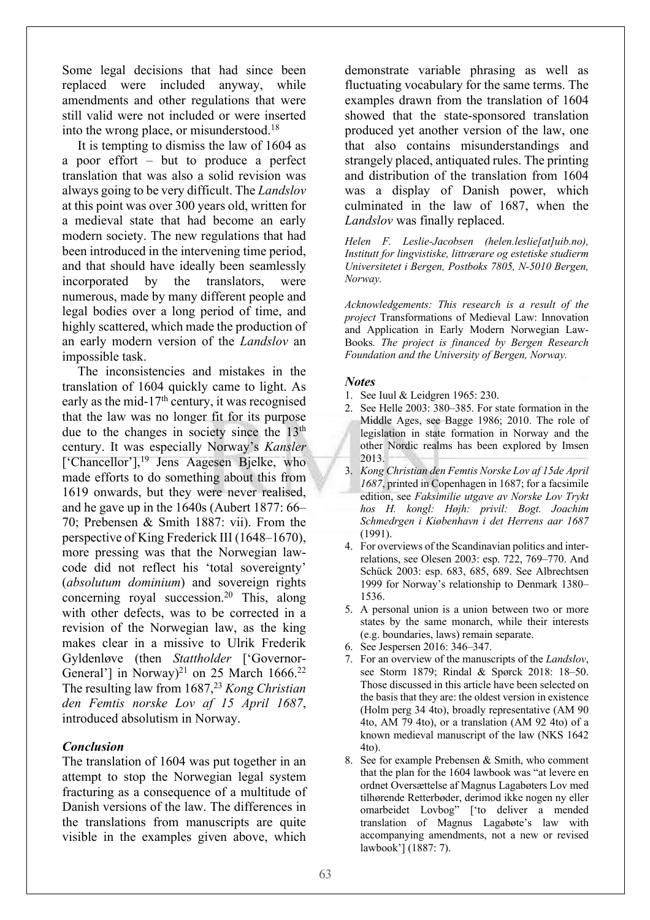Some legal decisions that had since been replaced were included anyway, while amendments and other regulations that were still valid were not included or were inserted into the wrong place, or misunderstood.[18]

It is tempting to dismiss the law of 1604 as a poor effort – but to produce a perfect translation that was also a solid revision was always going to be very difficult. The *Landslov* at this point was over 300 years old, written for a medieval state that had become an early modern society. The new regulations that had been introduced in the intervening time period, and that should have ideally been seamlessly incorporated by the translators, were numerous, made by many different people and legal bodies over a long period of time, and highly scattered, which made the production of an early modern version of the *Landslov* an impossible task.

The inconsistencies and mistakes in the translation of 1604 quickly came to light. As early as the mid-17th century, it was recognised that the law was no longer fit for its purpose due to the changes in society since the 13th century. It was especially Norway's *Kansler* ['Chancellor'],[19] Jens Aagesen Bjelke, who made efforts to do something about this from 1619 onwards, but they were never realised, and he gave up in the 1640s (Aubert 1877: 66–70; Prebensen & Smith 1887: vii). From the perspective of King Frederick III (1648–1670), more pressing was that the Norwegian law-code did not reflect his 'total sovereignty' (*absolutum dominium*) and sovereign rights concerning royal succession.[20] This, along with other defects, was to be corrected in a revision of the Norwegian law, as the king makes clear in a missive to Ulrik Frederik Gyldenløve (then *Stattholder* ['Governor-General'] in Norway)[21] on 25 March 1666.[22] The resulting law from 1687,[23] *Kong Christian den Femtis norske Lov af 15 April 1687*, introduced absolutism in Norway.

### *Conclusion*

The translation of 1604 was put together in an attempt to stop the Norwegian legal system fracturing as a consequence of a multitude of Danish versions of the law. The differences in the translations from manuscripts are quite visible in the examples given above, which demonstrate variable phrasing as well as fluctuating vocabulary for the same terms. The examples drawn from the translation of 1604 showed that the state-sponsored translation produced yet another version of the law, one that also contains misunderstandings and strangely placed, antiquated rules. The printing and distribution of the translation from 1604 was a display of Danish power, which culminated in the law of 1687, when the *Landslov* was finally replaced.

*Helen F. Leslie-Jacobsen (helen.leslie[at]uib.no), Institutt for lingvistiske, littrærare og estetiske studierm Universitetet i Bergen, Postboks 7805, N-5010 Bergen, Norway.*

*Acknowledgements: This research is a result of the project* Transformations of Medieval Law: Innovation and Application in Early Modern Norwegian Law-Books*. The project is financed by Bergen Research Foundation and the University of Bergen, Norway.*

### *Notes*

1. See Iuul & Leidgren 1965: 230.
2. See Helle 2003: 380–385. For state formation in the Middle Ages, see Bagge 1986; 2010. The role of legislation in state formation in Norway and the other Nordic realms has been explored by Imsen 2013.
3. *Kong Christian den Femtis Norske Lov af 15de April 1687*, printed in Copenhagen in 1687; for a facsimile edition, see *Faksimilie utgave av Norske Lov Trykt hos H. kongl: Højh: privil: Bogt. Joachim Schmedrgen i Kiøbenhavn i det Herrens aar 1687* (1991).
4. For overviews of the Scandinavian politics and inter-relations, see Olesen 2003: esp. 722, 769–770. And Schück 2003: esp. 683, 685, 689. See Albrechtsen 1999 for Norway's relationship to Denmark 1380–1536.
5. A personal union is a union between two or more states by the same monarch, while their interests (e.g. boundaries, laws) remain separate.
6. See Jespersen 2016: 346–347.
7. For an overview of the manuscripts of the *Landslov*, see Storm 1879; Rindal & Spørck 2018: 18–50. Those discussed in this article have been selected on the basis that they are: the oldest version in existence (Holm perg 34 4to), broadly representative (AM 90 4to, AM 79 4to), or a translation (AM 92 4to) of a known medieval manuscript of the law (NKS 1642 4to).
8. See for example Prebensen & Smith, who comment that the plan for the 1604 lawbook was "at levere en ordnet Oversættelse af Magnus Lagabøters Lov med tilhørende Retterbøder, derimod ikke nogen ny eller omarbeidet Lovbog" ['to deliver a mended translation of Magnus Lagabøte's law with accompanying amendments, not a new or revised lawbook'] (1887: 7).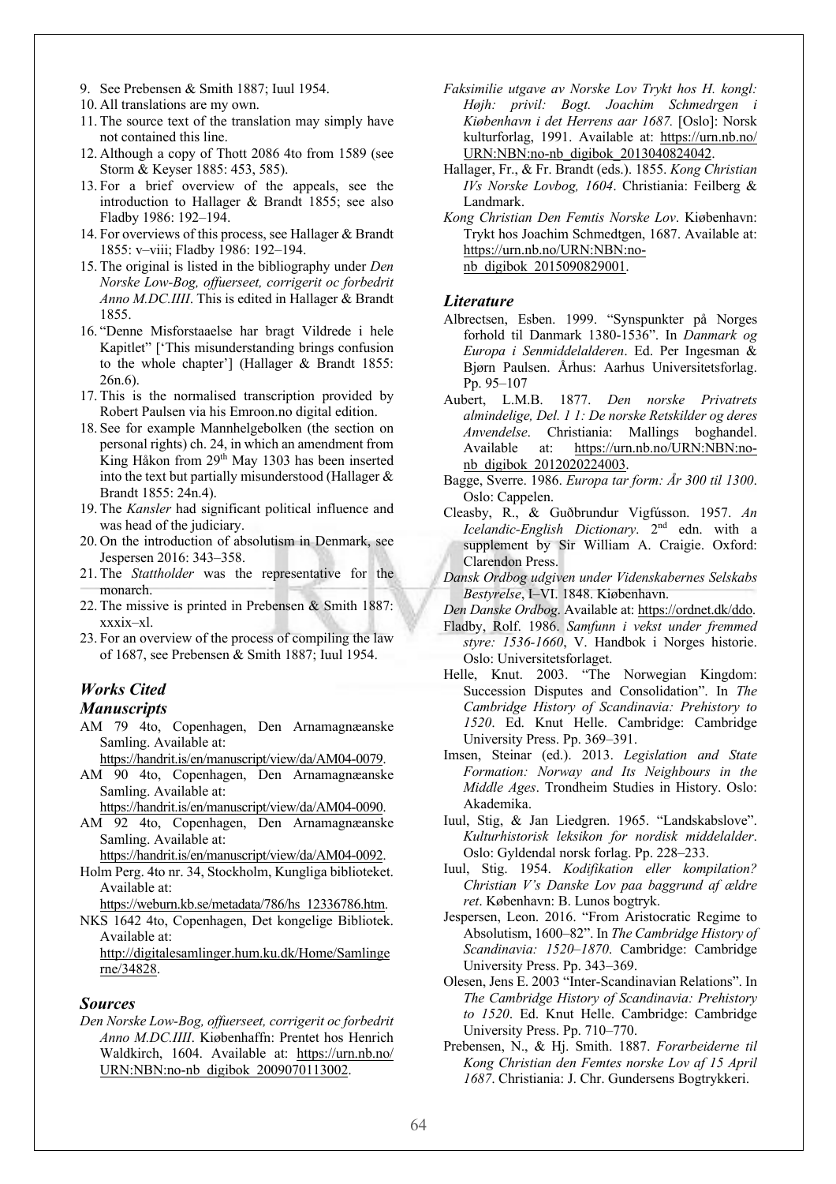9. See Prebensen & Smith 1887; Iuul 1954.
10. All translations are my own.
11. The source text of the translation may simply have not contained this line.
12. Although a copy of Thott 2086 4to from 1589 (see Storm & Keyser 1885: 453, 585).
13. For a brief overview of the appeals, see the introduction to Hallager & Brandt 1855; see also Fladby 1986: 192–194.
14. For overviews of this process, see Hallager & Brandt 1855: v–viii; Fladby 1986: 192–194.
15. The original is listed in the bibliography under *Den Norske Low-Bog, offuerseet, corrigerit oc forbedrit Anno M.DC.IIII*. This is edited in Hallager & Brandt 1855.
16. "Denne Misforstaaelse har bragt Vildrede i hele Kapitlet" ['This misunderstanding brings confusion to the whole chapter'] (Hallager & Brandt 1855: 26n.6).
17. This is the normalised transcription provided by Robert Paulsen via his Emroon.no digital edition.
18. See for example Mannhelgebolken (the section on personal rights) ch. 24, in which an amendment from King Håkon from 29th May 1303 has been inserted into the text but partially misunderstood (Hallager & Brandt 1855: 24n.4).
19. The *Kansler* had significant political influence and was head of the judiciary.
20. On the introduction of absolutism in Denmark, see Jespersen 2016: 343–358.
21. The *Statthalder* was the representative for the monarch.
22. The missive is printed in Prebensen & Smith 1887: xxxix–xl.
23. For an overview of the process of compiling the law of 1687, see Prebensen & Smith 1887; Iuul 1954.

## Works Cited

### Manuscripts

AM 79 4to, Copenhagen, Den Arnamagnæanske Samling. Available at: https://handrit.is/en/manuscript/view/da/AM04-0079.

AM 90 4to, Copenhagen, Den Arnamagnæanske Samling. Available at: https://handrit.is/en/manuscript/view/da/AM04-0090.

AM 92 4to, Copenhagen, Den Arnamagnæanske Samling. Available at: https://handrit.is/en/manuscript/view/da/AM04-0092.

Holm Perg. 4to nr. 34, Stockholm, Kungliga biblioteket. Available at: https://weburn.kb.se/metadata/786/hs_12336786.htm.

NKS 1642 4to, Copenhagen, Det kongelige Bibliotek. Available at: http://digitalesamlinger.hum.ku.dk/Home/Samlinger ne/34828.

### Sources

*Den Norske Low-Bog, offuerseet, corrigerit oc forbedrit Anno M.DC.IIII*. Københaffn: Prentet hos Henrich Waldkirch, 1604. Available at: https://urn.nb.no/URN:NBN:no-nb_digibok_2009070113002.

*Faksimilie utgave av Norske Lov Trykt hos H. kongl: Højh: privil: Bogt. Joachim Schmedrgen i Kiøbenhavn i det Herrens aar 1687.* [Oslo]: Norsk kulturforlag, 1991. Available at: https://urn.nb.no/URN:NBN:no-nb_digibok_2013040824042.

Hallager, Fr., & Fr. Brandt (eds.). 1855. *Kong Christian IVs Norske Lovbog, 1604*. Christiania: Feilberg & Landmark.

*Kong Christian Den Femtis Norske Lov*. Kiøbenhavn: Trykt hos Joachim Schmedtgen, 1687. Available at: https://urn.nb.no/URN:NBN:no-nb_digibok_2015090829001.

### Literature

Albrectsen, Esben. 1999. "Synspunkter på Norges forhold til Danmark 1380-1536". In *Danmark og Europa i Senmiddelalderen*. Ed. Per Ingesman & Bjørn Paulsen. Århus: Aarhus Universitetsforlag. Pp. 95–107

Aubert, L.M.B. 1877. *Den norske Privatrets almindelige, Del. 1 1: De norske Retskilder og deres Anvendelse*. Christiania: Mallings boghandel. Available at: https://urn.nb.no/URN:NBN:no-nb_digibok_2012020224003.

Bagge, Sverre. 1986. *Europa tar form: År 300 til 1300*. Oslo: Cappelen.

Cleasby, R., & Guðbrundur Vigfússon. 1957. *An Icelandic-English Dictionary*. 2nd edn. with a supplement by Sir William A. Craigie. Oxford: Clarendon Press.

*Dansk Ordbog udgiven under Videnskabernes Selskabs Bestyrelse*, I–VI. 1848. Kiøbenhavn.

*Den Danske Ordbog*. Available at: https://ordnet.dk/ddo.

Fladby, Rolf. 1986. *Samfunn i vekst under fremmed styre: 1536-1660*, V. Handbok i Norges historie. Oslo: Universitetsforlaget.

Helle, Knut. 2003. "The Norwegian Kingdom: Succession Disputes and Consolidation". In *The Cambridge History of Scandinavia: Prehistory to 1520*. Ed. Knut Helle. Cambridge: Cambridge University Press. Pp. 369–391.

Imsen, Steinar (ed.). 2013. *Legislation and State Formation: Norway and Its Neighbours in the Middle Ages*. Trondheim Studies in History. Oslo: Akademika.

Iuul, Stig, & Jan Liedgren. 1965. "Landskabslove". *Kulturhistorisk leksikon for nordisk middelalder*. Oslo: Gyldendal norsk forlag. Pp. 228–233.

Iuul, Stig. 1954. *Kodifikation eller kompilation? Christian V's Danske Lov paa baggrund af ældre ret*. København: B. Lunos bogtryk.

Jespersen, Leon. 2016. "From Aristocratic Regime to Absolutism, 1600–82". In *The Cambridge History of Scandinavia: 1520–1870*. Cambridge: Cambridge University Press. Pp. 343–369.

Olesen, Jens E. 2003 "Inter-Scandinavian Relations". In *The Cambridge History of Scandinavia: Prehistory to 1520*. Ed. Knut Helle. Cambridge: Cambridge University Press. Pp. 710–770.

Prebensen, N., & Hj. Smith. 1887. *Forarbeiderne til Kong Christian den Femtes norske Lov af 15 April 1687*. Christiania: J. Chr. Gundersens Bogtrykkeri.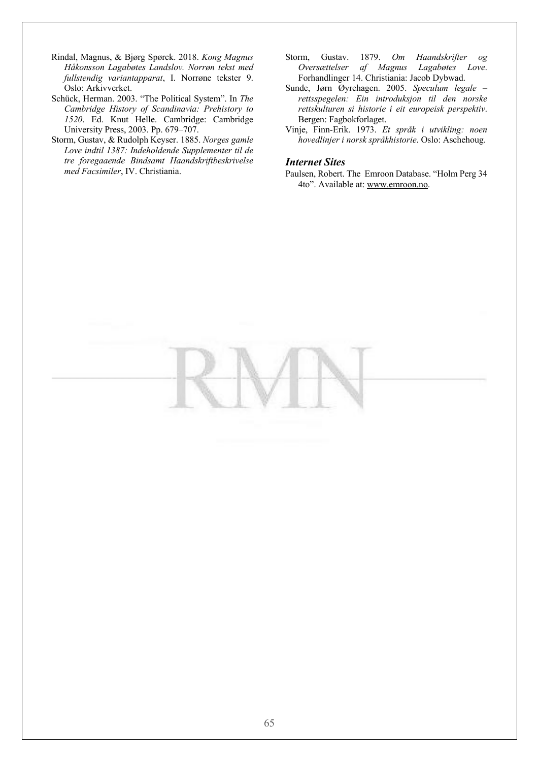Rindal, Magnus, & Bjørg Spørck. 2018. *Kong Magnus Håkonsson Lagabøtes Landslov. Norrøn tekst med fullstendig variantapparat*, I. Norrøne tekster 9. Oslo: Arkivverket.

Schück, Herman. 2003. "The Political System". In *The Cambridge History of Scandinavia: Prehistory to 1520*. Ed. Knut Helle. Cambridge: Cambridge University Press, 2003. Pp. 679–707.

Storm, Gustav, & Rudolph Keyser. 1885. *Norges gamle Love indtil 1387: Indeholdende Supplementer til de tre foregaaende Bindsamt Haandskriftbeskrivelse med Facsimiler*, IV. Christiania.

Storm, Gustav. 1879. *Om Haandskrifter og Oversættelser af Magnus Lagabøtes Love*. Forhandlinger 14. Christiania: Jacob Dybwad.

Sunde, Jørn Øyrehagen. 2005. *Speculum legale – rettsspegelen: Ein introduksjon til den norske rettskulturen si historie i eit europeisk perspektiv*. Bergen: Fagbokforlaget.

Vinje, Finn-Erik. 1973. *Et språk i utvikling: noen hovedlinjer i norsk språkhistorie*. Oslo: Aschehoug.

### *Internet Sites*

Paulsen, Robert. The Emroon Database. "Holm Perg 34 4to". Available at: www.emroon.no.